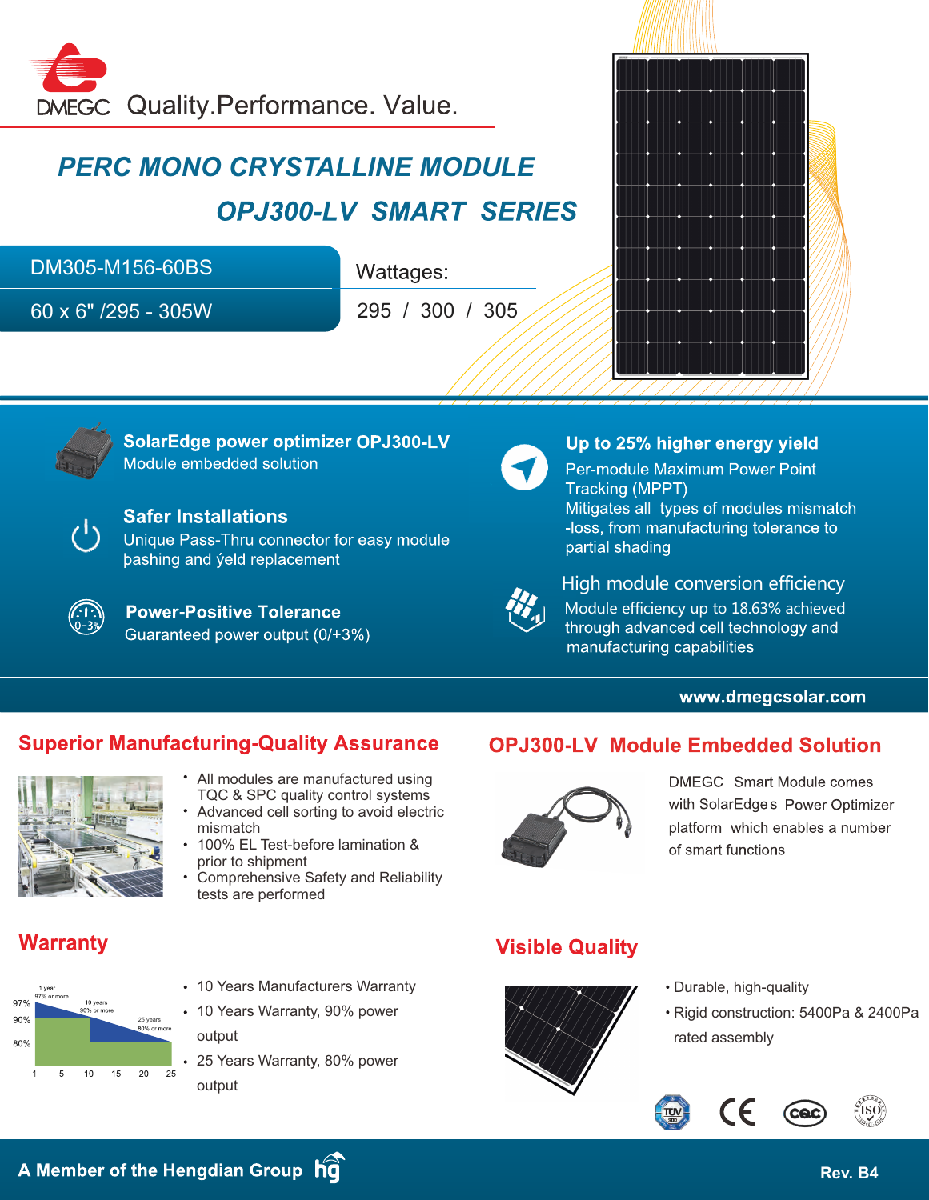DMEGC Quality.Performance. Value.

# PERC MONO CRYSTALLINE MODULE

## OPJ300-LV SMART SERIES

DM305-M156-60BS

60 x 6" /295 - 305W

Wattages:

295 / 300 / 305

**SolarEdge power optimizer OPJ300-LV**
Module embedded solution

**Safer Installations**
Unique Pass-Thru connector for easy module þashing and ýeld replacement

**Power-Positive Tolerance**
Guaranteed power output (0/+3%)

**Up to 25% higher energy yield**
Per-module Maximum Power Point Tracking (MPPT)
Mitigates all types of modules mismatch -loss, from manufacturing tolerance to partial shading

**High module conversion efficiency**
Module efficiency up to 18.63% achieved through advanced cell technology and manufacturing capabilities

**www.dmegcsolar.com**

## Superior Manufacturing-Quality Assurance

- All modules are manufactured using TQC & SPC quality control systems
- Advanced cell sorting to avoid electric mismatch
- 100% EL Test-before lamination & prior to shipment
- Comprehensive Safety and Reliability tests are performed

## OPJ300-LV Module Embedded Solution

DMEGC Smart Module comes with SolarEdges Power Optimizer platform which enables a number of smart functions

## Warranty

1 year 97% or more; 10 years 90% or more; 25 years 80% or more

- 10 Years Manufacturers Warranty
- 10 Years Warranty, 90% power output
- 25 Years Warranty, 80% power output

## Visible Quality

- Durable, high-quality
- Rigid construction: 5400Pa & 2400Pa rated assembly

A Member of the Hengdian Group hg

Rev. B4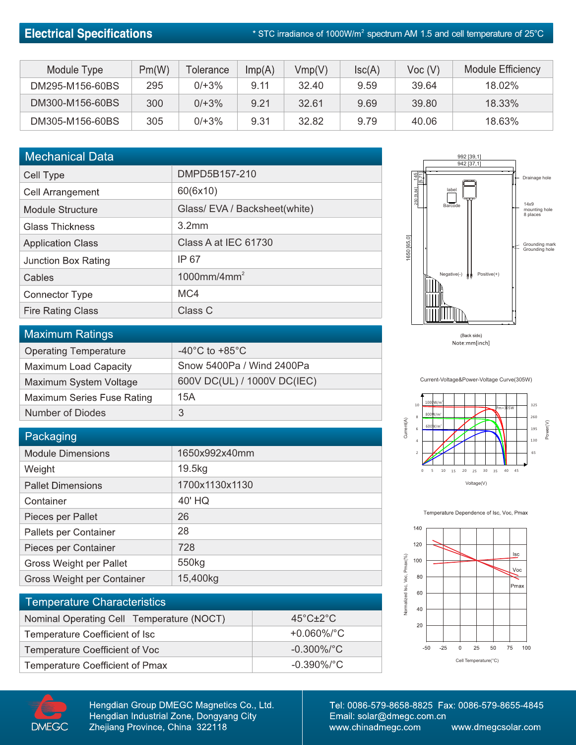## Electrical Specifications

\* STC irradiance of 1000W/m$^2$ spectrum AM 1.5 and cell temperature of 25°C

| Module Type | Pm(W) | Tolerance | Imp(A) | Vmp(V) | Isc(A) | Voc (V) | Module Efficiency |
|---|---|---|---|---|---|---|---|
| DM295-M156-60BS | 295 | 0/+3% | 9.11 | 32.40 | 9.59 | 39.64 | 18.02% |
| DM300-M156-60BS | 300 | 0/+3% | 9.21 | 32.61 | 9.69 | 39.80 | 18.33% |
| DM305-M156-60BS | 305 | 0/+3% | 9.31 | 32.82 | 9.79 | 40.06 | 18.63% |

## Mechanical Data

| | |
|---|---|
| Cell Type | DMPD5B157-210 |
| Cell Arrangement | 60(6x10) |
| Module Structure | Glass/ EVA / Backsheet(white) |
| Glass Thickness | 3.2mm |
| Application Class | Class A at IEC 61730 |
| Junction Box Rating | IP 67 |
| Cables | 1000mm/4mm$^2$ |
| Connector Type | MC4 |
| Fire Rating Class | Class C |

992 [39,1]
942 [37,1]
145 [5,71]
250 [9,84]
1650 [65,0]
label
Barcode
Drainage hole
14x9 mounting hole 8 places
Grounding mark
Grounding hole
Negative(-)
Positive(+)
(Back side)
Note:mm[inch]

## Maximum Ratings

| | |
|---|---|
| Operating Temperature | -40°C to +85°C |
| Maximum Load Capacity | Snow 5400Pa / Wind 2400Pa |
| Maximum System Voltage | 600V DC(UL) / 1000V DC(IEC) |
| Maximum Series Fuse Rating | 15A |
| Number of Diodes | 3 |

Current-Voltage&Power-Voltage Curve(305W)

1000W/m$^2$
800W/m$^2$
600W/m$^2$
Pm=305W
Current(A)
Power(V)
Voltage(V)
0 5 10 15 20 25 30 35 40 45
2 4 6 8 10
65 130 195 260 325

## Packaging

| | |
|---|---|
| Module Dimensions | 1650x992x40mm |
| Weight | 19.5kg |
| Pallet Dimensions | 1700x1130x1130 |
| Container | 40' HQ |
| Pieces per Pallet | 26 |
| Pallets per Container | 28 |
| Pieces per Container | 728 |
| Gross Weight per Pallet | 550kg |
| Gross Weight per Container | 15,400kg |

Temperature Dependence of Isc, Voc, Pmax

Normalized Isc, Voc, Pmax(%)
140 120 100 80 60 40 20
Isc
Voc
Pmax
-50 -25 0 25 50 75 100
Cell Temperature(°C)

## Temperature Characteristics

| | |
|---|---|
| Nominal Operating Cell Temperature (NOCT) | 45°C±2°C |
| Temperature Coefficient of Isc | +0.060%/°C |
| Temperature Coefficient of Voc | -0.300%/°C |
| Temperature Coefficient of Pmax | -0.390%/°C |

DMEGC

Hengdian Group DMEGC Magnetics Co., Ltd.
Hengdian Industrial Zone, Dongyang City
Zhejiang Province, China 322118

Tel: 0086-579-8658-8825 Fax: 0086-579-8655-4845
Email: solar@dmegc.com.cn
www.chinadmegc.com www.dmegcsolar.com